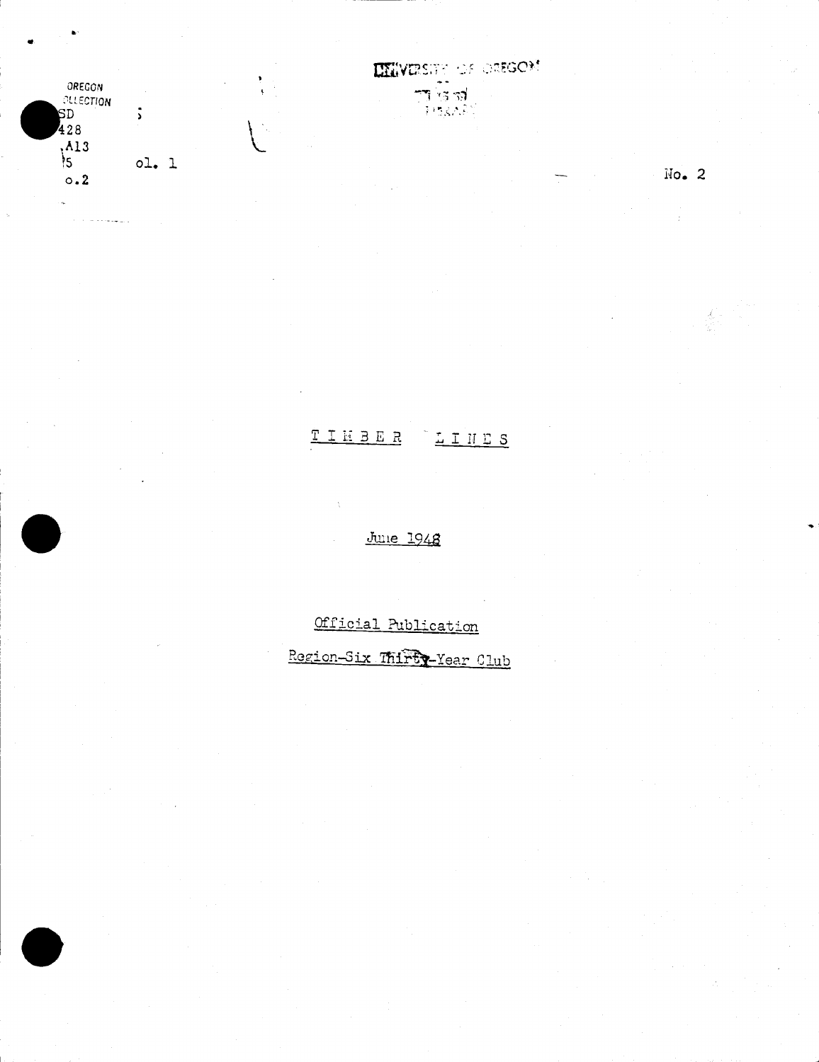OREGON
COLLECTION
SD
428
.A13
T5
Vol. 1
No. 2

UNIVERSITY OF OREGON
LIBRARY

No. 2

# TIMBER LINES

June 1948

Official Publication

Region-Six Thirty-Year Club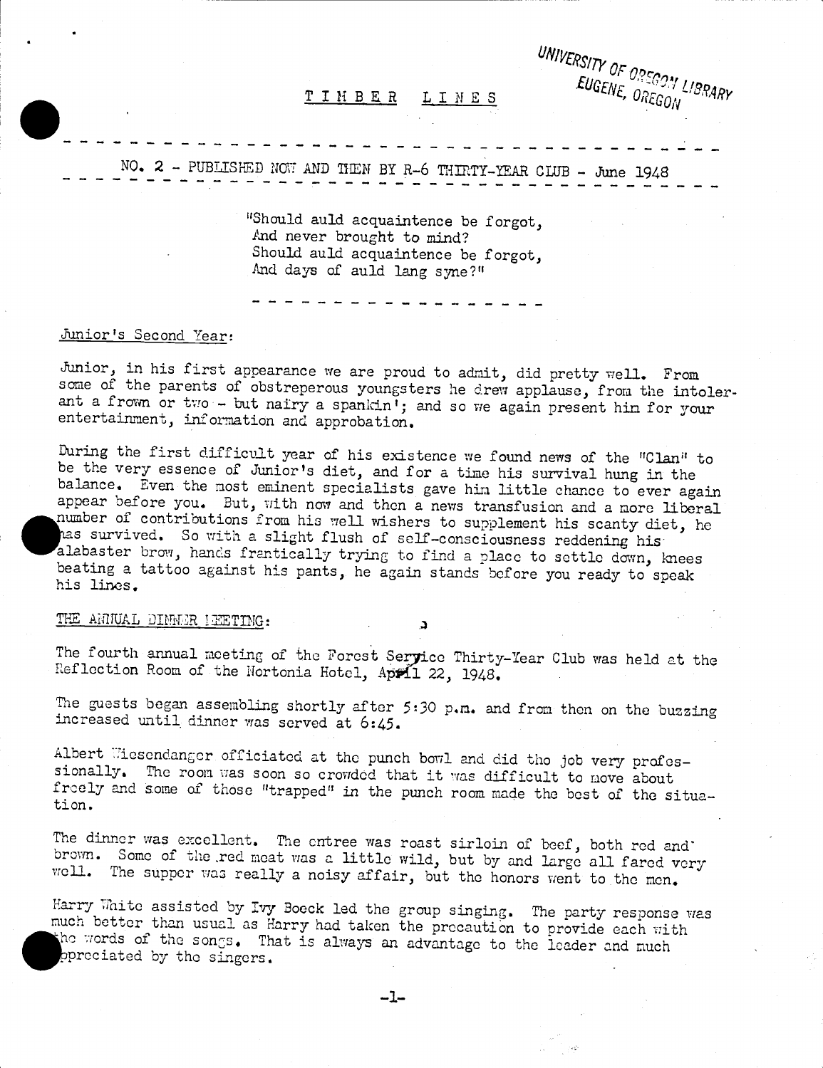UNIVERSITY OF OREGON LIBRARY
EUGENE, OREGON

# TIMBER LINES

---

NO. 2 - PUBLISHED NOW AND THEN BY R-6 THIRTY-YEAR CLUB - June 1948

---

"Should auld acquaintence be forgot,
And never brought to mind?
Should auld acquaintence be forgot,
And days of auld lang syne?"

---

## Junior's Second Year:

Junior, in his first appearance we are proud to admit, did pretty well. From some of the parents of obstreperous youngsters he drew applause, from the intolerant a frown or two - but nairy a spankin'; and so we again present him for your entertainment, information and approbation.

During the first difficult year of his existence we found news of the "Clan" to be the very essence of Junior's diet, and for a time his survival hung in the balance. Even the most eminent specialists gave him little chance to ever again appear before you. But, with now and then a news transfusion and a more liberal number of contributions from his well wishers to supplement his scanty diet, he has survived. So with a slight flush of self-consciousness reddening his alabaster brow, hands frantically trying to find a place to settle down, knees beating a tattoo against his pants, he again stands before you ready to speak his lines.

## THE ANNUAL DINNER MEETING:

The fourth annual meeting of the Forest Service Thirty-Year Club was held at the Reflection Room of the Nortonia Hotel, April 22, 1948.

The guests began assembling shortly after 5:30 p.m. and from then on the buzzing increased until dinner was served at 6:45.

Albert Wiesendanger officiated at the punch bowl and did the job very professionally. The room was soon so crowded that it was difficult to move about freely and some of those "trapped" in the punch room made the best of the situation.

The dinner was excellent. The entree was roast sirloin of beef, both red and brown. Some of the red meat was a little wild, but by and large all fared very well. The supper was really a noisy affair, but the honors went to the men.

Harry White assisted by Ivy Boeck led the group singing. The party response was much better than usual as Harry had taken the precaution to provide each with the words of the songs. That is always an advantage to the leader and much appreciated by the singers.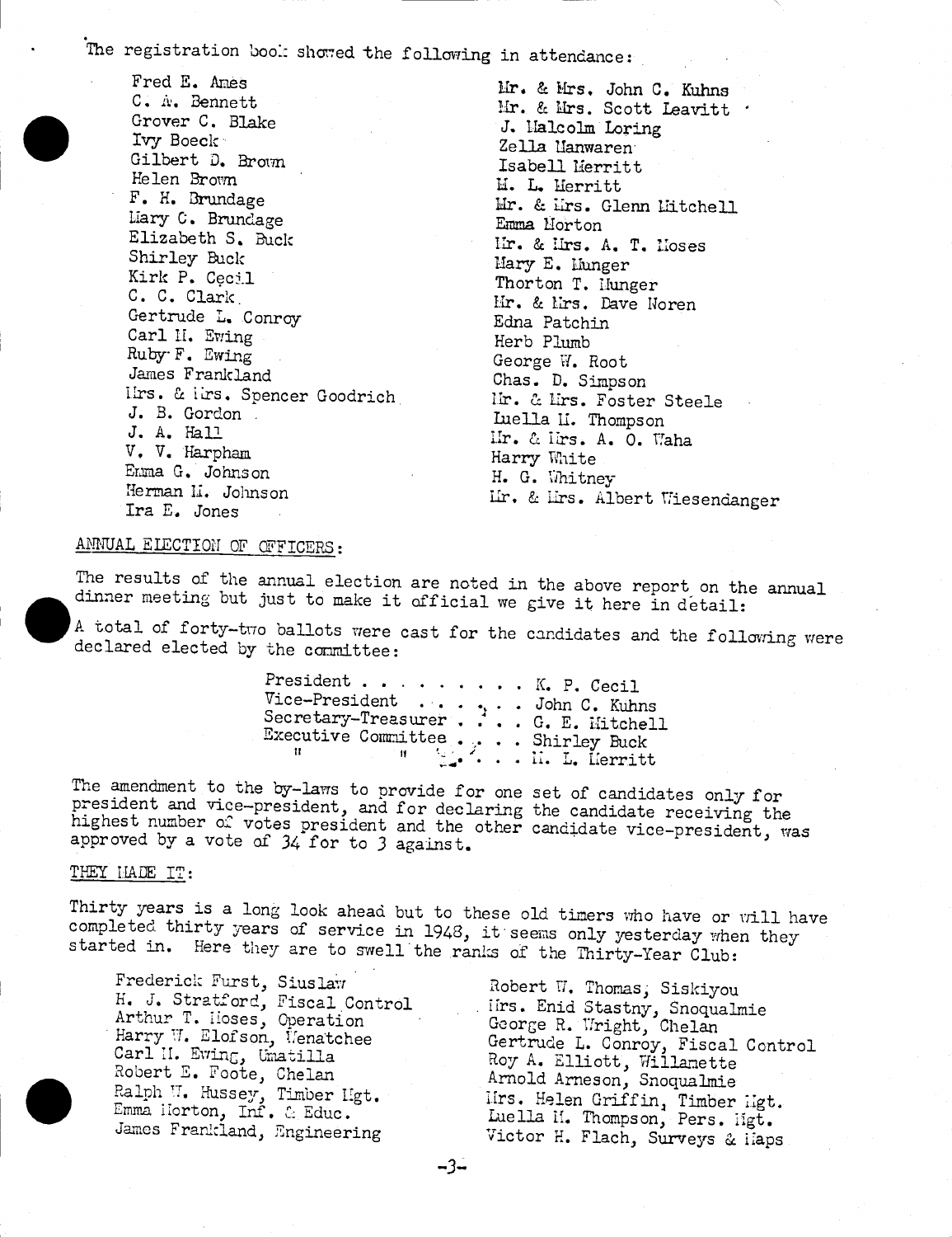The registration book showed the following in attendance:

Fred E. Ames
C. A. Bennett
Grover C. Blake
Ivy Boeck
Gilbert D. Brown
Helen Brown
F. H. Brundage
Mary C. Brundage
Elizabeth S. Buck
Shirley Buck
Kirk P. Cecil
C. C. Clark
Gertrude L. Conroy
Carl M. Ewing
Ruby F. Ewing
James Frankland
Mrs. & Mrs. Spencer Goodrich
J. B. Gordon
J. A. Hall
V. V. Harpham
Emma G. Johnson
Herman M. Johnson
Ira E. Jones
Mr. & Mrs. John C. Kuhns
Mr. & Mrs. Scott Leavitt
J. Malcolm Loring
Zella Manwaren
Isabell Merritt
M. L. Merritt
Mr. & Mrs. Glenn Mitchell
Emma Morton
Mr. & Mrs. A. T. Moses
Mary E. Munger
Thorton T. Munger
Mr. & Mrs. Dave Noren
Edna Patchin
Herb Plumb
George W. Root
Chas. D. Simpson
Mr. & Mrs. Foster Steele
Luella M. Thompson
Mr. & Mrs. A. O. Waha
Harry White
H. G. Whitney
Mr. & Mrs. Albert Wiesendanger

ANNUAL ELECTION OF OFFICERS:

The results of the annual election are noted in the above report on the annual dinner meeting but just to make it official we give it here in detail:

A total of forty-two ballots were cast for the candidates and the following were declared elected by the committee:

President . . . . . . . . . K. P. Cecil
Vice-President . . . . . . John C. Kuhns
Secretary-Treasurer . . . . G. E. Mitchell
Executive Committee . . . . Shirley Buck
" " . . . . M. L. Merritt

The amendment to the by-laws to provide for one set of candidates only for president and vice-president, and for declaring the candidate receiving the highest number of votes president and the other candidate vice-president, was approved by a vote of 34 for to 3 against.

THEY MADE IT:

Thirty years is a long look ahead but to these old timers who have or will have completed thirty years of service in 1948, it seems only yesterday when they started in. Here they are to swell the ranks of the Thirty-Year Club:

Frederick Furst, Siuslaw
H. J. Stratford, Fiscal Control
Arthur T. Moses, Operation
Harry W. Elofson, Wenatchee
Carl M. Ewing, Umatilla
Robert E. Foote, Chelan
Ralph W. Hussey, Timber Mgt.
Emma Morton, Inf. & Educ.
James Frankland, Engineering
Robert W. Thomas, Siskiyou
Mrs. Enid Stastny, Snoqualmie
George R. Wright, Chelan
Gertrude L. Conroy, Fiscal Control
Roy A. Elliott, Willamette
Arnold Arneson, Snoqualmie
Mrs. Helen Griffin, Timber Mgt.
Luella M. Thompson, Pers. Mgt.
Victor H. Flach, Surveys & Maps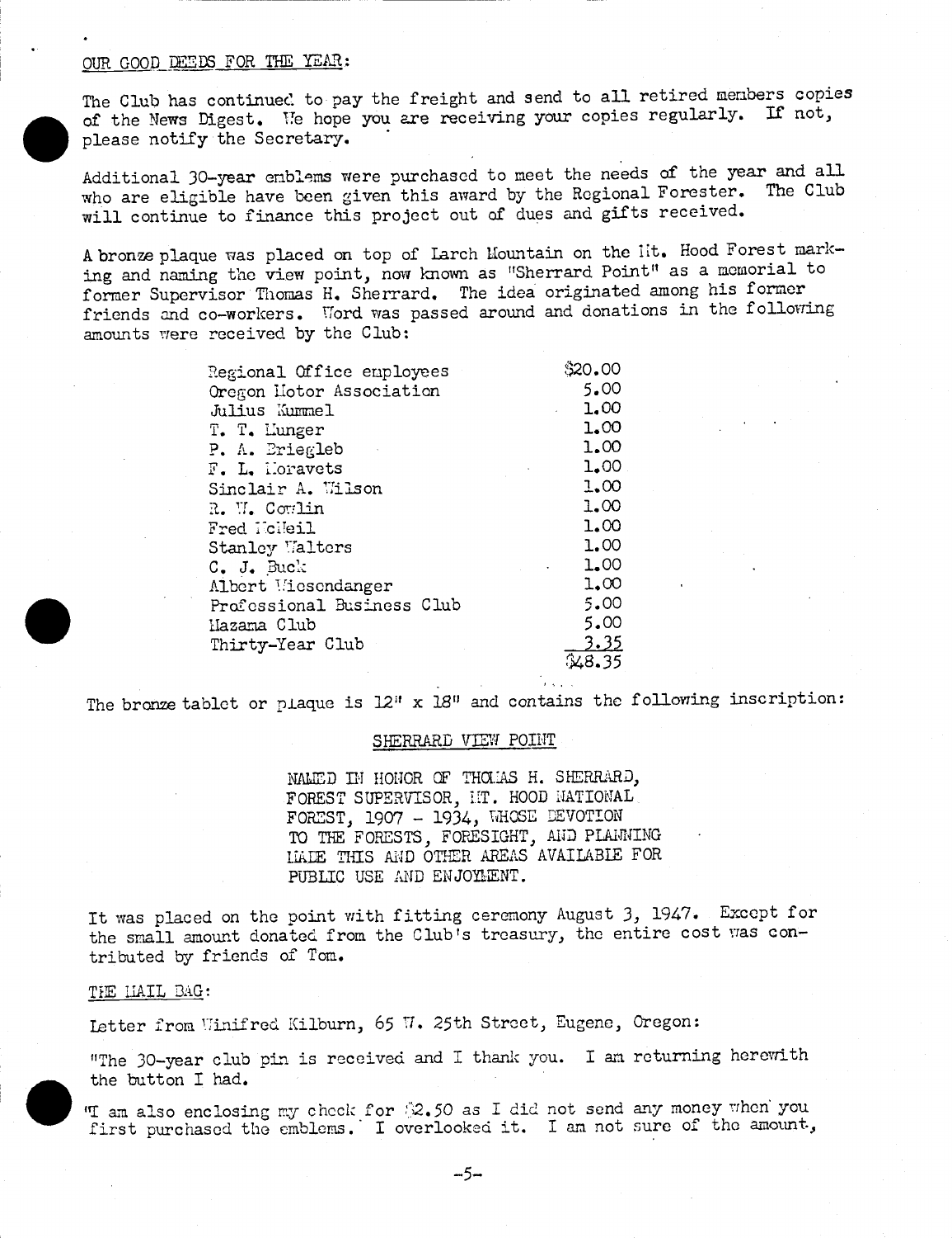OUR GOOD DEEDS FOR THE YEAR:

The Club has continued to pay the freight and send to all retired members copies of the News Digest. We hope you are receiving your copies regularly. If not, please notify the Secretary.

Additional 30-year emblems were purchased to meet the needs of the year and all who are eligible have been given this award by the Regional Forester. The Club will continue to finance this project out of dues and gifts received.

A bronze plaque was placed on top of Larch Mountain on the Mt. Hood Forest marking and naming the view point, now known as "Sherrard Point" as a memorial to former Supervisor Thomas H. Sherrard. The idea originated among his former friends and co-workers. Word was passed around and donations in the following amounts were received by the Club:

| | |
|---|---|
| Regional Office employees | $20.00 |
| Oregon Motor Association | 5.00 |
| Julius Kummel | 1.00 |
| T. T. Munger | 1.00 |
| P. A. Briegleb | 1.00 |
| F. L. Moravets | 1.00 |
| Sinclair A. Wilson | 1.00 |
| R. W. Cowlin | 1.00 |
| Fred McNeil | 1.00 |
| Stanley Walters | 1.00 |
| C. J. Buck | 1.00 |
| Albert Wiesendanger | 1.00 |
| Professional Business Club | 5.00 |
| Mazama Club | 5.00 |
| Thirty-Year Club | 3.35 |
| | $48.35 |

The bronze tablet or plaque is 12" x 18" and contains the following inscription:

SHERRARD VIEW POINT

NAMED IN HONOR OF THOMAS H. SHERRARD, FOREST SUPERVISOR, MT. HOOD NATIONAL FOREST, 1907 - 1934, WHOSE DEVOTION TO THE FORESTS, FORESIGHT, AND PLANNING MADE THIS AND OTHER AREAS AVAILABLE FOR PUBLIC USE AND ENJOYMENT.

It was placed on the point with fitting ceremony August 3, 1947. Except for the small amount donated from the Club's treasury, the entire cost was contributed by friends of Tom.

THE MAIL BAG:

Letter from Winifred Kilburn, 65 W. 25th Street, Eugene, Oregon:

"The 30-year club pin is received and I thank you. I am returning herewith the button I had.

"I am also enclosing my check for $2.50 as I did not send any money when you first purchased the emblems. I overlooked it. I am not sure of the amount,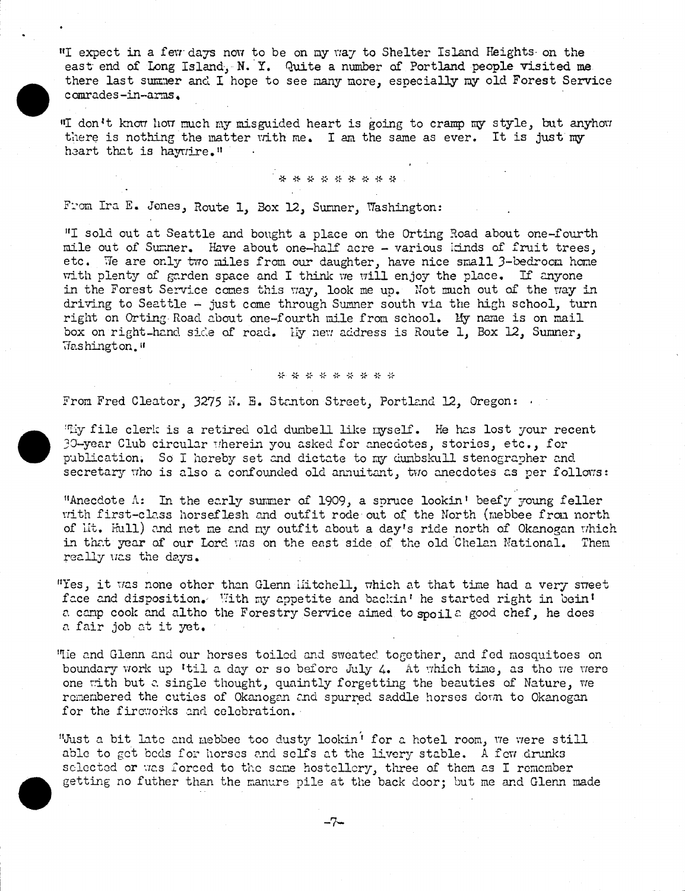"I expect in a few days now to be on my way to Shelter Island Heights on the east end of Long Island, N. Y. Quite a number of Portland people visited me there last summer and I hope to see many more, especially my old Forest Service comrades-in-arms.

"I don't know how much my misguided heart is going to cramp my style, but anyhow there is nothing the matter with me. I am the same as ever. It is just my heart that is haywire."

* * * * * * * * * *

From Ira E. Jones, Route 1, Box 12, Sumner, Washington:

"I sold out at Seattle and bought a place on the Orting Road about one-fourth mile out of Sumner. Have about one-half acre - various kinds of fruit trees, etc. We are only two miles from our daughter, have nice small 3-bedroom home with plenty of garden space and I think we will enjoy the place. If anyone in the Forest Service comes this way, look me up. Not much out of the way in driving to Seattle - just come through Sumner south via the high school, turn right on Orting Road about one-fourth mile from school. My name is on mail box on right-hand side of road. My new address is Route 1, Box 12, Sumner, Washington."

* * * * * * * * * *

From Fred Cleator, 3275 N. E. Stanton Street, Portland 12, Oregon:

"My file clerk is a retired old dumbell like myself. He has lost your recent 30-year Club circular wherein you asked for anecdotes, stories, etc., for publication. So I hereby set and dictate to my dumbskull stenographer and secretary who is also a confounded old annuitant, two anecdotes as per follows:

"Anecdote A: In the early summer of 1909, a spruce lookin' beefy young feller with first-class horseflesh and outfit rode out of the North (mebbee from north of Mt. Hull) and met me and my outfit about a day's ride north of Okanogan which in that year of our Lord was on the east side of the old Chelan National. Them really was the days.

"Yes, it was none other than Glenn Mitchell, which at that time had a very sweet face and disposition. With my appetite and backin' he started right in bein' a camp cook and altho the Forestry Service aimed to spoil a good chef, he does a fair job at it yet.

"Me and Glenn and our horses toiled and sweated together, and fed mosquitoes on boundary work up 'til a day or so before July 4. At which time, as tho we were one with but a single thought, quaintly forgetting the beauties of Nature, we remembered the cuties of Okanogan and spurred saddle horses down to Okanogan for the fireworks and celebration.

"Just a bit late and mebbee too dusty lookin' for a hotel room, we were still able to get beds for horses and selfs at the livery stable. A few drunks selected or was forced to the same hostellery, three of them as I remember getting no futher than the manure pile at the back door; but me and Glenn made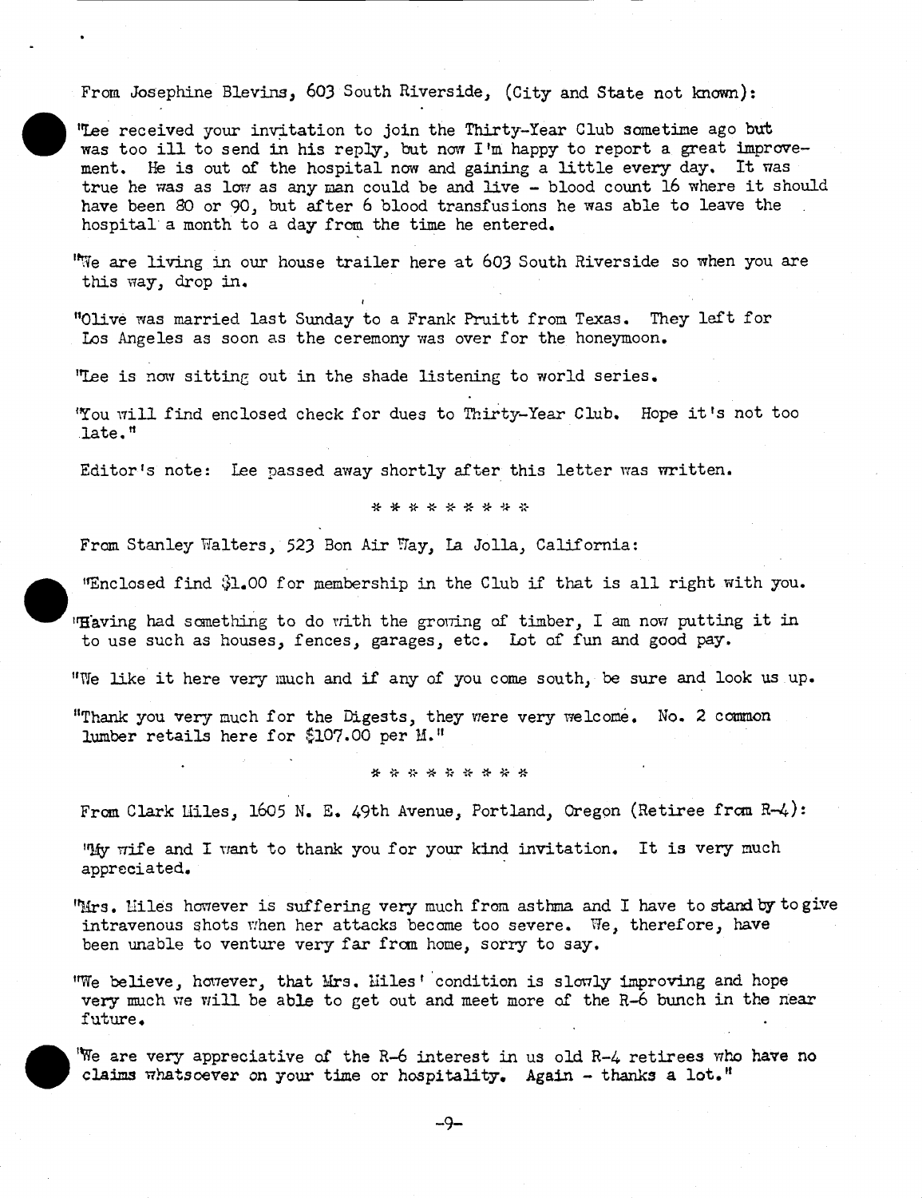From Josephine Blevins, 603 South Riverside, (City and State not known):

"Lee received your invitation to join the Thirty-Year Club sometime ago but was too ill to send in his reply, but now I'm happy to report a great improvement. He is out of the hospital now and gaining a little every day. It was true he was as low as any man could be and live - blood count 16 where it should have been 80 or 90, but after 6 blood transfusions he was able to leave the hospital a month to a day from the time he entered.

"We are living in our house trailer here at 603 South Riverside so when you are this way, drop in.

"Olive was married last Sunday to a Frank Pruitt from Texas. They left for Los Angeles as soon as the ceremony was over for the honeymoon.

"Lee is now sitting out in the shade listening to world series.

"You will find enclosed check for dues to Thirty-Year Club. Hope it's not too late."

Editor's note: Lee passed away shortly after this letter was written.

\* \* \* \* \* \* \* \* \*

From Stanley Walters, 523 Bon Air Way, La Jolla, California:

"Enclosed find $1.00 for membership in the Club if that is all right with you.

"Having had something to do with the growing of timber, I am now putting it in to use such as houses, fences, garages, etc. Lot of fun and good pay.

"We like it here very much and if any of you come south, be sure and look us up.

"Thank you very much for the Digests, they were very welcome. No. 2 common lumber retails here for $107.00 per M."

\* \* \* \* \* \* \* \* \*

From Clark Miles, 1605 N. E. 49th Avenue, Portland, Oregon (Retiree from R-4):

"My wife and I want to thank you for your kind invitation. It is very much appreciated.

"Mrs. Miles however is suffering very much from asthma and I have to stand by to give intravenous shots when her attacks become too severe. We, therefore, have been unable to venture very far from home, sorry to say.

"We believe, however, that Mrs. Miles' condition is slowly improving and hope very much we will be able to get out and meet more of the R-6 bunch in the near future.

"We are very appreciative of the R-6 interest in us old R-4 retirees who have no claims whatsoever on your time or hospitality. Again - thanks a lot."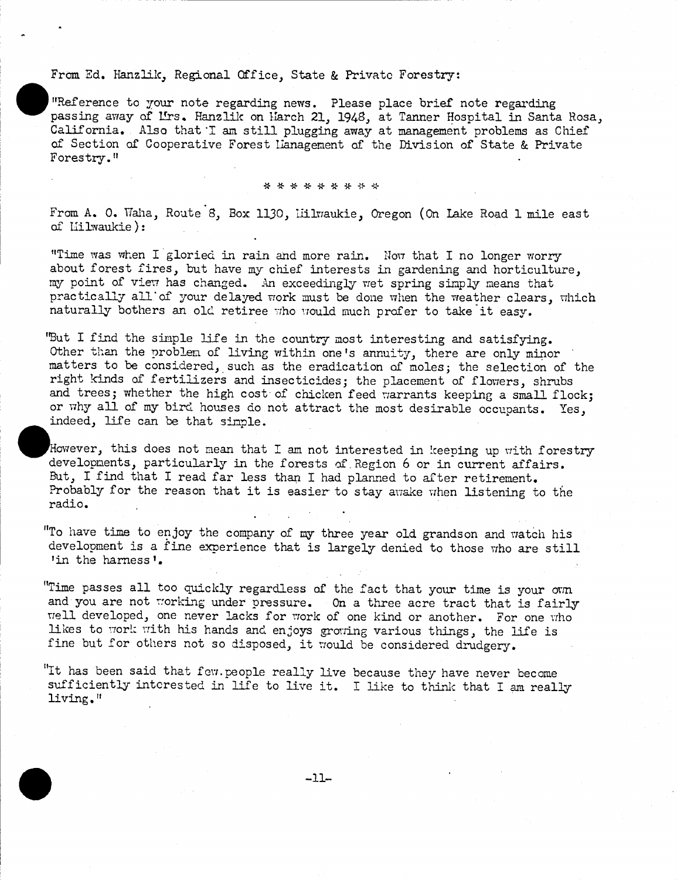From Ed. Hanzlik, Regional Office, State & Private Forestry:

"Reference to your note regarding news. Please place brief note regarding passing away of Mrs. Hanzlik on March 21, 1948, at Tanner Hospital in Santa Rosa, California. Also that I am still plugging away at management problems as Chief of Section of Cooperative Forest Management of the Division of State & Private Forestry."

* * * * * * * * *

From A. O. Waha, Route 8, Box 1130, Milwaukie, Oregon (On Lake Road 1 mile east of Milwaukie):

"Time was when I gloried in rain and more rain. Now that I no longer worry about forest fires, but have my chief interests in gardening and horticulture, my point of view has changed. An exceedingly wet spring simply means that practically all of your delayed work must be done when the weather clears, which naturally bothers an old retiree who would much prefer to take it easy.

"But I find the simple life in the country most interesting and satisfying. Other than the problem of living within one's annuity, there are only minor matters to be considered, such as the eradication of moles; the selection of the right kinds of fertilizers and insecticides; the placement of flowers, shrubs and trees; whether the high cost of chicken feed warrants keeping a small flock; or why all of my bird houses do not attract the most desirable occupants. Yes, indeed, life can be that simple.

However, this does not mean that I am not interested in keeping up with forestry developments, particularly in the forests of Region 6 or in current affairs. But, I find that I read far less than I had planned to after retirement. Probably for the reason that it is easier to stay awake when listening to the radio.

"To have time to enjoy the company of my three year old grandson and watch his development is a fine experience that is largely denied to those who are still 'in the harness'.

"Time passes all too quickly regardless of the fact that your time is your own and you are not working under pressure. On a three acre tract that is fairly well developed, one never lacks for work of one kind or another. For one who likes to work with his hands and enjoys growing various things, the life is fine but for others not so disposed, it would be considered drudgery.

"It has been said that few people really live because they have never become sufficiently interested in life to live it. I like to think that I am really living."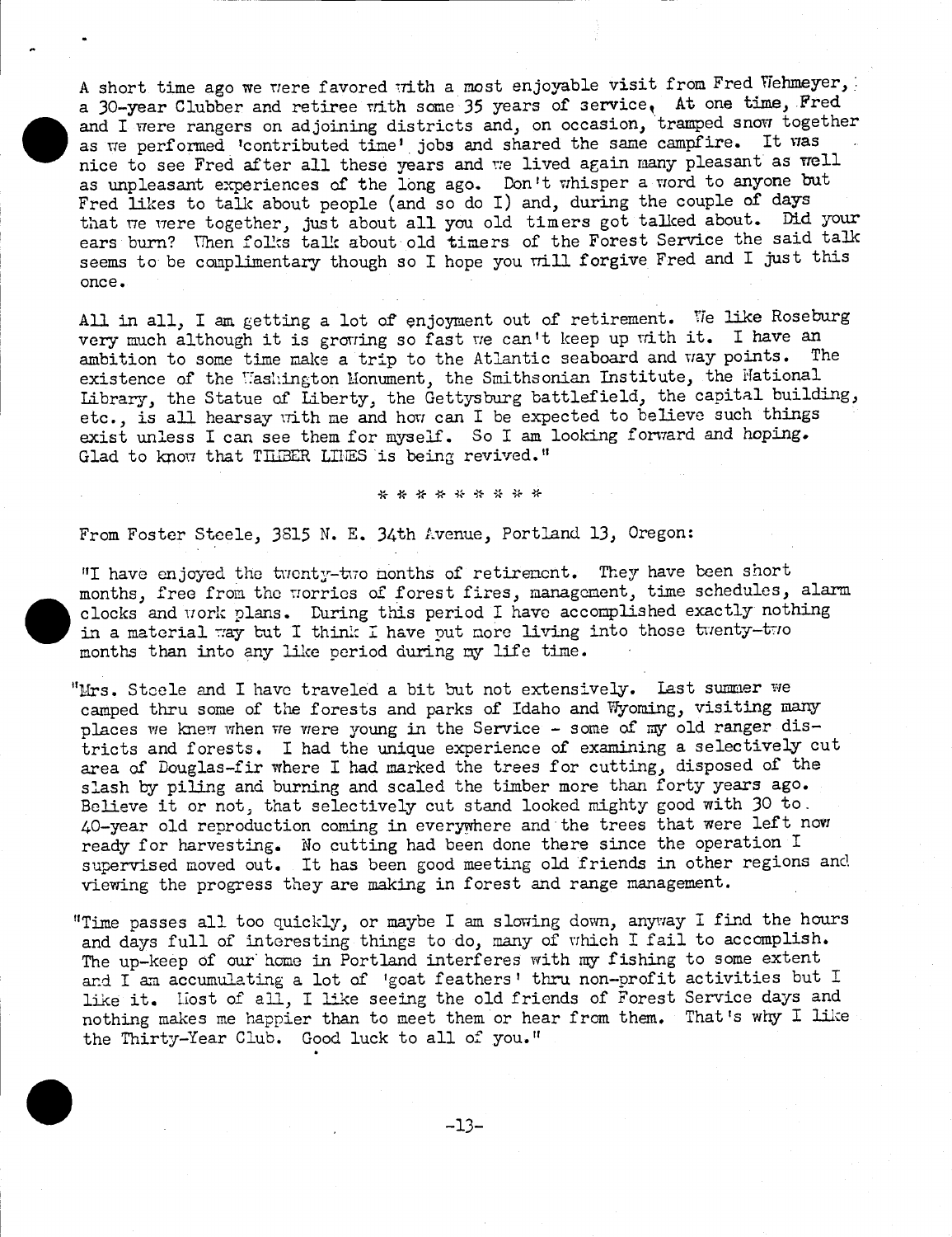A short time ago we were favored with a most enjoyable visit from Fred Wehmeyer, a 30-year Clubber and retiree with some 35 years of service. At one time, Fred and I were rangers on adjoining districts and, on occasion, tramped snow together as we performed 'contributed time' jobs and shared the same campfire. It was nice to see Fred after all these years and we lived again many pleasant as well as unpleasant experiences of the long ago. Don't whisper a word to anyone but Fred likes to talk about people (and so do I) and, during the couple of days that we were together, just about all you old timers got talked about. Did your ears burn? When folks talk about old timers of the Forest Service the said talk seems to be complimentary though so I hope you will forgive Fred and I just this once.

All in all, I am getting a lot of enjoyment out of retirement. We like Roseburg very much although it is growing so fast we can't keep up with it. I have an ambition to some time make a trip to the Atlantic seaboard and way points. The existence of the Washington Monument, the Smithsonian Institute, the National Library, the Statue of Liberty, the Gettysburg battlefield, the capital building, etc., is all hearsay with me and how can I be expected to believe such things exist unless I can see them for myself. So I am looking forward and hoping. Glad to know that TIMBER LINES is being revived."

* * * * * * * * *

From Foster Steele, 3815 N. E. 34th Avenue, Portland 13, Oregon:

"I have enjoyed the twenty-two months of retirement. They have been short months, free from the worries of forest fires, management, time schedules, alarm clocks and work plans. During this period I have accomplished exactly nothing in a material way but I think I have put more living into those twenty-two months than into any like period during my life time.

"Mrs. Steele and I have traveled a bit but not extensively. Last summer we camped thru some of the forests and parks of Idaho and Wyoming, visiting many places we knew when we were young in the Service - some of my old ranger districts and forests. I had the unique experience of examining a selectively cut area of Douglas-fir where I had marked the trees for cutting, disposed of the slash by piling and burning and scaled the timber more than forty years ago. Believe it or not, that selectively cut stand looked mighty good with 30 to 40-year old reproduction coming in everywhere and the trees that were left now ready for harvesting. No cutting had been done there since the operation I supervised moved out. It has been good meeting old friends in other regions and viewing the progress they are making in forest and range management.

"Time passes all too quickly, or maybe I am slowing down, anyway I find the hours and days full of interesting things to do, many of which I fail to accomplish. The up-keep of our home in Portland interferes with my fishing to some extent and I am accumulating a lot of 'goat feathers' thru non-profit activities but I like it. Most of all, I like seeing the old friends of Forest Service days and nothing makes me happier than to meet them or hear from them. That's why I like the Thirty-Year Club. Good luck to all of you."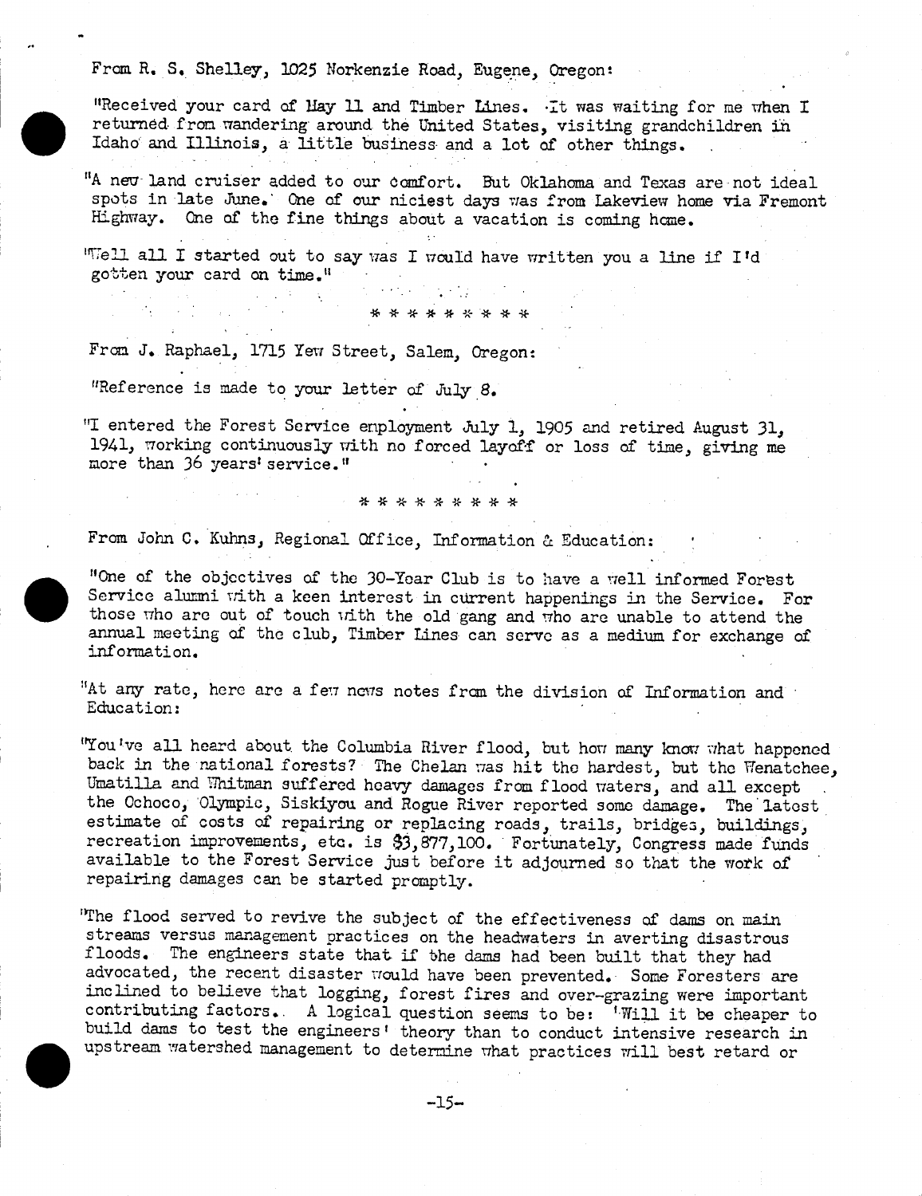From R. S. Shelley, 1025 Norkenzie Road, Eugene, Oregon:

"Received your card of May 11 and Timber Lines. It was waiting for me when I returned from wandering around the United States, visiting grandchildren in Idaho and Illinois, a little business and a lot of other things.

"A new land cruiser added to our comfort. But Oklahoma and Texas are not ideal spots in late June. One of our niciest days was from Lakeview home via Fremont Highway. One of the fine things about a vacation is coming home.

"Well all I started out to say was I would have written you a line if I'd gotten your card on time."

* * * * * * * * *

From J. Raphael, 1715 Yew Street, Salem, Oregon:

"Reference is made to your letter of July 8.

"I entered the Forest Service employment July 1, 1905 and retired August 31, 1941, working continuously with no forced layoff or loss of time, giving me more than 36 years' service."

* * * * * * * * *

From John C. Kuhns, Regional Office, Information & Education:

"One of the objectives of the 30-Year Club is to have a well informed Forest Service alumni with a keen interest in current happenings in the Service. For those who are out of touch with the old gang and who are unable to attend the annual meeting of the club, Timber Lines can serve as a medium for exchange of information.

"At any rate, here are a few news notes from the division of Information and Education:

"You've all heard about the Columbia River flood, but how many know what happened back in the national forests? The Chelan was hit the hardest, but the Wenatchee, Umatilla and Whitman suffered heavy damages from flood waters, and all except the Ochoco, Olympic, Siskiyou and Rogue River reported some damage. The latest estimate of costs of repairing or replacing roads, trails, bridges, buildings, recreation improvements, etc. is $3,877,100. Fortunately, Congress made funds available to the Forest Service just before it adjourned so that the work of repairing damages can be started promptly.

"The flood served to revive the subject of the effectiveness of dams on main streams versus management practices on the headwaters in averting disastrous floods. The engineers state that if the dams had been built that they had advocated, the recent disaster would have been prevented. Some Foresters are inclined to believe that logging, forest fires and over-grazing were important contributing factors. A logical question seems to be: 'Will it be cheaper to build dams to test the engineers' theory than to conduct intensive research in upstream watershed management to determine what practices will best retard or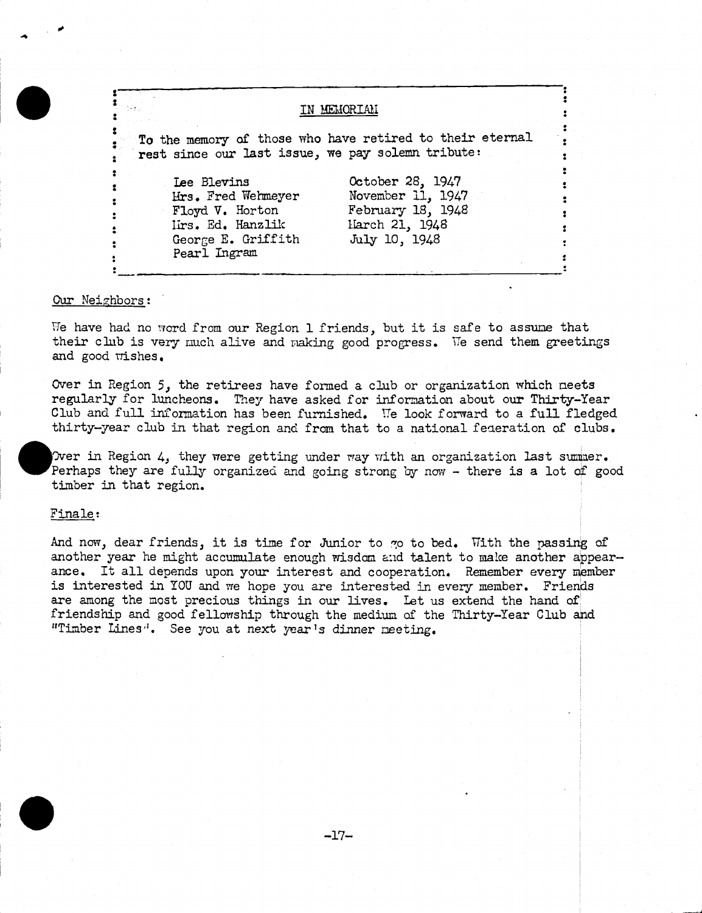## IN MEMORIAM

To the memory of those who have retired to their eternal rest since our last issue, we pay solemn tribute:

| | |
|---|---|
| Lee Blevins | October 28, 1947 |
| Mrs. Fred Wehmeyer | November 11, 1947 |
| Floyd V. Horton | February 18, 1948 |
| Mrs. Ed. Hanzlik | March 21, 1948 |
| George E. Griffith | July 10, 1948 |
| Pearl Ingram | |

Our Neighbors:

We have had no word from our Region 1 friends, but it is safe to assume that their club is very much alive and making good progress. We send them greetings and good wishes.

Over in Region 5, the retirees have formed a club or organization which meets regularly for luncheons. They have asked for information about our Thirty-Year Club and full information has been furnished. We look forward to a full fledged thirty-year club in that region and from that to a national federation of clubs.

Over in Region 4, they were getting under way with an organization last summer. Perhaps they are fully organized and going strong by now - there is a lot of good timber in that region.

Finale:

And now, dear friends, it is time for Junior to go to bed. With the passing of another year he might accumulate enough wisdom and talent to make another appearance. It all depends upon your interest and cooperation. Remember every member is interested in YOU and we hope you are interested in every member. Friends are among the most precious things in our lives. Let us extend the hand of friendship and good fellowship through the medium of the Thirty-Year Club and "Timber Lines". See you at next year's dinner meeting.